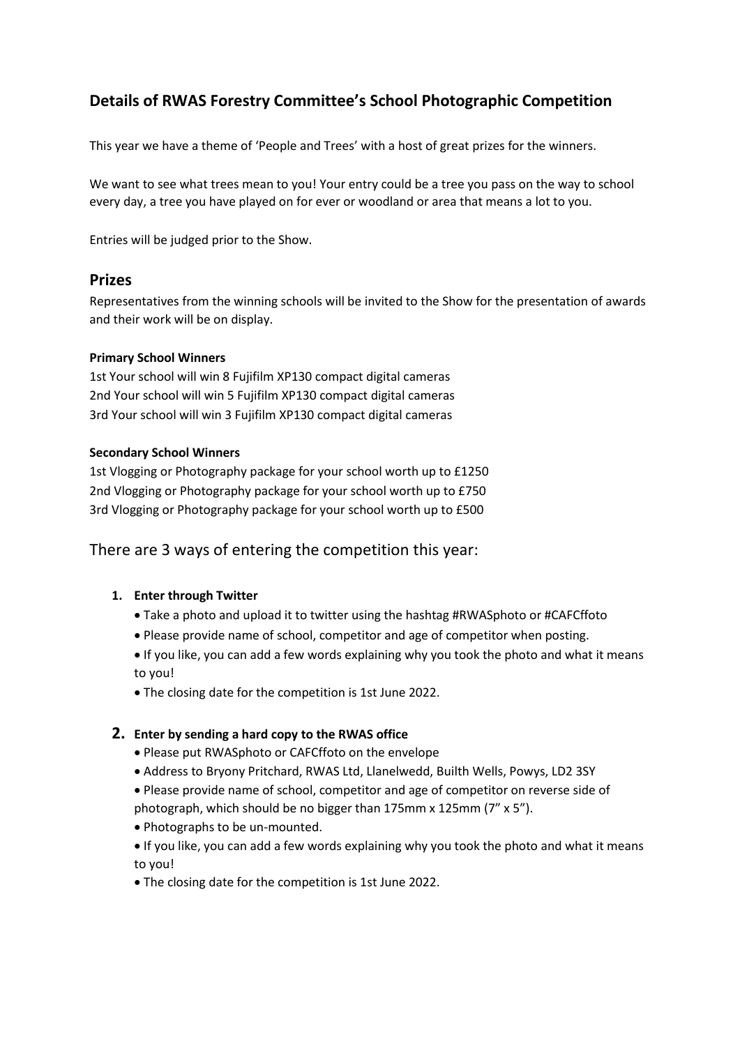## Details of RWAS Forestry Committee's School Photographic Competition

This year we have a theme of 'People and Trees' with a host of great prizes for the winners.

We want to see what trees mean to you! Your entry could be a tree you pass on the way to school every day, a tree you have played on for ever or woodland or area that means a lot to you.

Entries will be judged prior to the Show.

## Prizes

Representatives from the winning schools will be invited to the Show for the presentation of awards and their work will be on display.

**Primary School Winners**

1st Your school will win 8 Fujifilm XP130 compact digital cameras
2nd Your school will win 5 Fujifilm XP130 compact digital cameras
3rd Your school will win 3 Fujifilm XP130 compact digital cameras

**Secondary School Winners**

1st Vlogging or Photography package for your school worth up to £1250
2nd Vlogging or Photography package for your school worth up to £750
3rd Vlogging or Photography package for your school worth up to £500

### There are 3 ways of entering the competition this year:

1. **Enter through Twitter**
   - Take a photo and upload it to twitter using the hashtag #RWASphoto or #CAFCffoto
   - Please provide name of school, competitor and age of competitor when posting.
   - If you like, you can add a few words explaining why you took the photo and what it means to you!
   - The closing date for the competition is 1st June 2022.

2. **Enter by sending a hard copy to the RWAS office**
   - Please put RWASphoto or CAFCffoto on the envelope
   - Address to Bryony Pritchard, RWAS Ltd, Llanelwedd, Builth Wells, Powys, LD2 3SY
   - Please provide name of school, competitor and age of competitor on reverse side of photograph, which should be no bigger than 175mm x 125mm (7" x 5").
   - Photographs to be un-mounted.
   - If you like, you can add a few words explaining why you took the photo and what it means to you!
   - The closing date for the competition is 1st June 2022.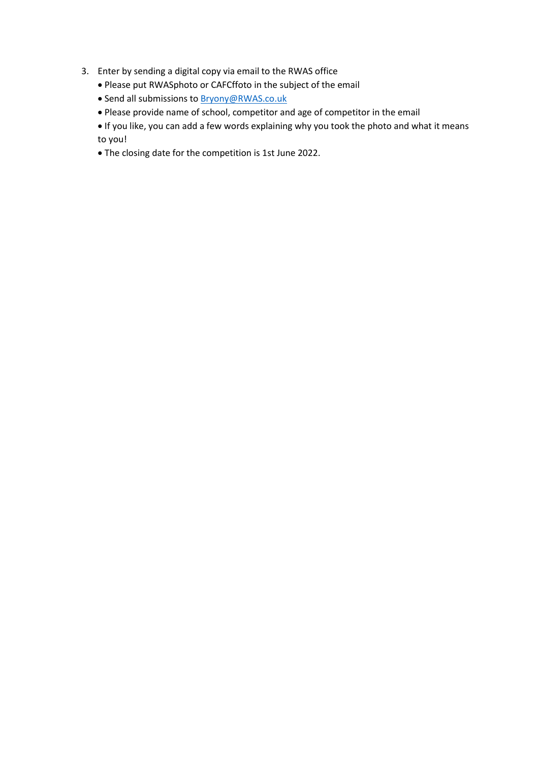3. Enter by sending a digital copy via email to the RWAS office
   - Please put RWASphoto or CAFCffoto in the subject of the email
   - Send all submissions to [Bryony@RWAS.co.uk](mailto:Bryony@RWAS.co.uk)
   - Please provide name of school, competitor and age of competitor in the email
   - If you like, you can add a few words explaining why you took the photo and what it means to you!
   - The closing date for the competition is 1st June 2022.